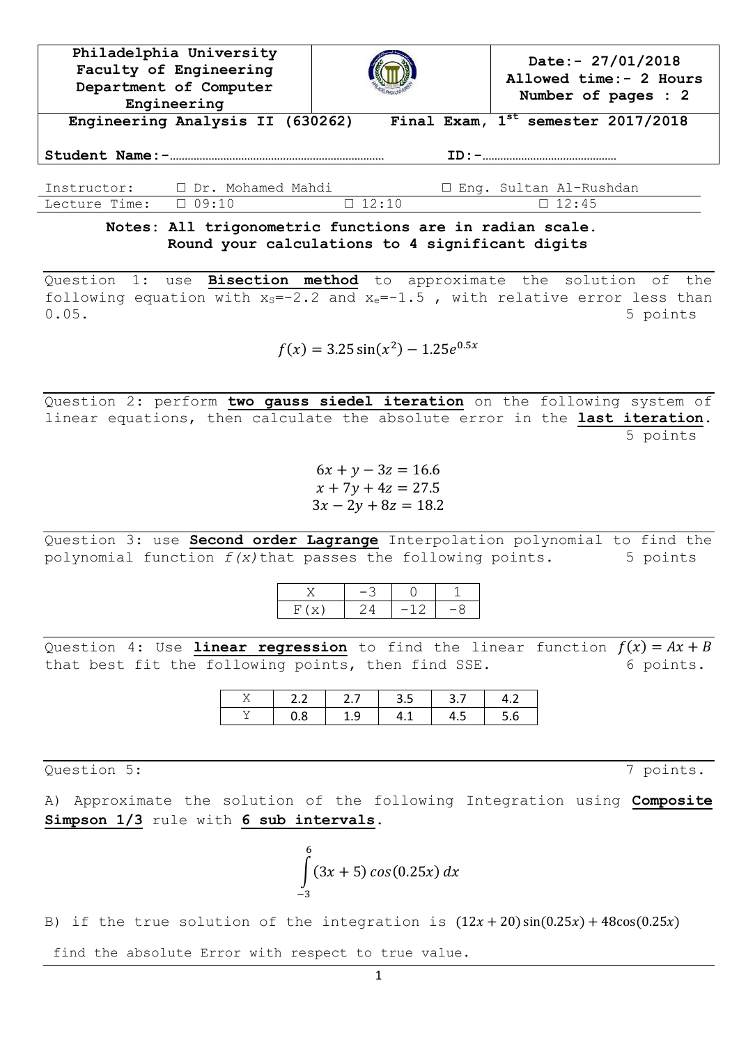| Philadelphia University<br>Faculty of Engineering<br>Department of Computer Engineering | | Date:- 27/01/2018<br>Allowed time:- 2 Hours<br>Number of pages : 2 |
| --- | --- | --- |

**Engineering Analysis II (630262) Final Exam, 1st semester 2017/2018**

**Student Name:-**…………………………………………………………… **ID:-**…………………………………………

| Instructor: | ☐ Dr. Mohamed Mahdi | | ☐ Eng. Sultan Al-Rushdan |
| --- | --- | --- | --- |
| Lecture Time: | ☐ 09:10 | ☐ 12:10 | ☐ 12:45 |

**Notes: All trigonometric functions are in radian scale.**
**Round your calculations to 4 significant digits**

---

Question 1: use **Bisection method** to approximate the solution of the following equation with $x_S$=-2.2 and $x_e$=-1.5 , with relative error less than 0.05. 5 points

$$f(x) = 3.25\sin(x^2) - 1.25e^{0.5x}$$

---

Question 2: perform **two gauss siedel iteration** on the following system of linear equations, then calculate the absolute error in the **last iteration**. 5 points

$$6x + y - 3z = 16.6$$
$$x + 7y + 4z = 27.5$$
$$3x - 2y + 8z = 18.2$$

---

Question 3: use **Second order Lagrange** Interpolation polynomial to find the polynomial function $f(x)$ that passes the following points. 5 points

| X | -3 | 0 | 1 |
| --- | --- | --- | --- |
| F(x) | 24 | -12 | -8 |

---

Question 4: Use **linear regression** to find the linear function $f(x) = Ax + B$ that best fit the following points, then find SSE. 6 points.

| X | 2.2 | 2.7 | 3.5 | 3.7 | 4.2 |
| --- | --- | --- | --- | --- | --- |
| Y | 0.8 | 1.9 | 4.1 | 4.5 | 5.6 |

---

Question 5: 7 points.

A) Approximate the solution of the following Integration using **Composite Simpson 1/3** rule with **6 sub intervals**.

$$\int_{-3}^{6} (3x + 5)\cos(0.25x)\, dx$$

B) if the true solution of the integration is $(12x + 20)\sin(0.25x) + 48\cos(0.25x)$

find the absolute Error with respect to true value.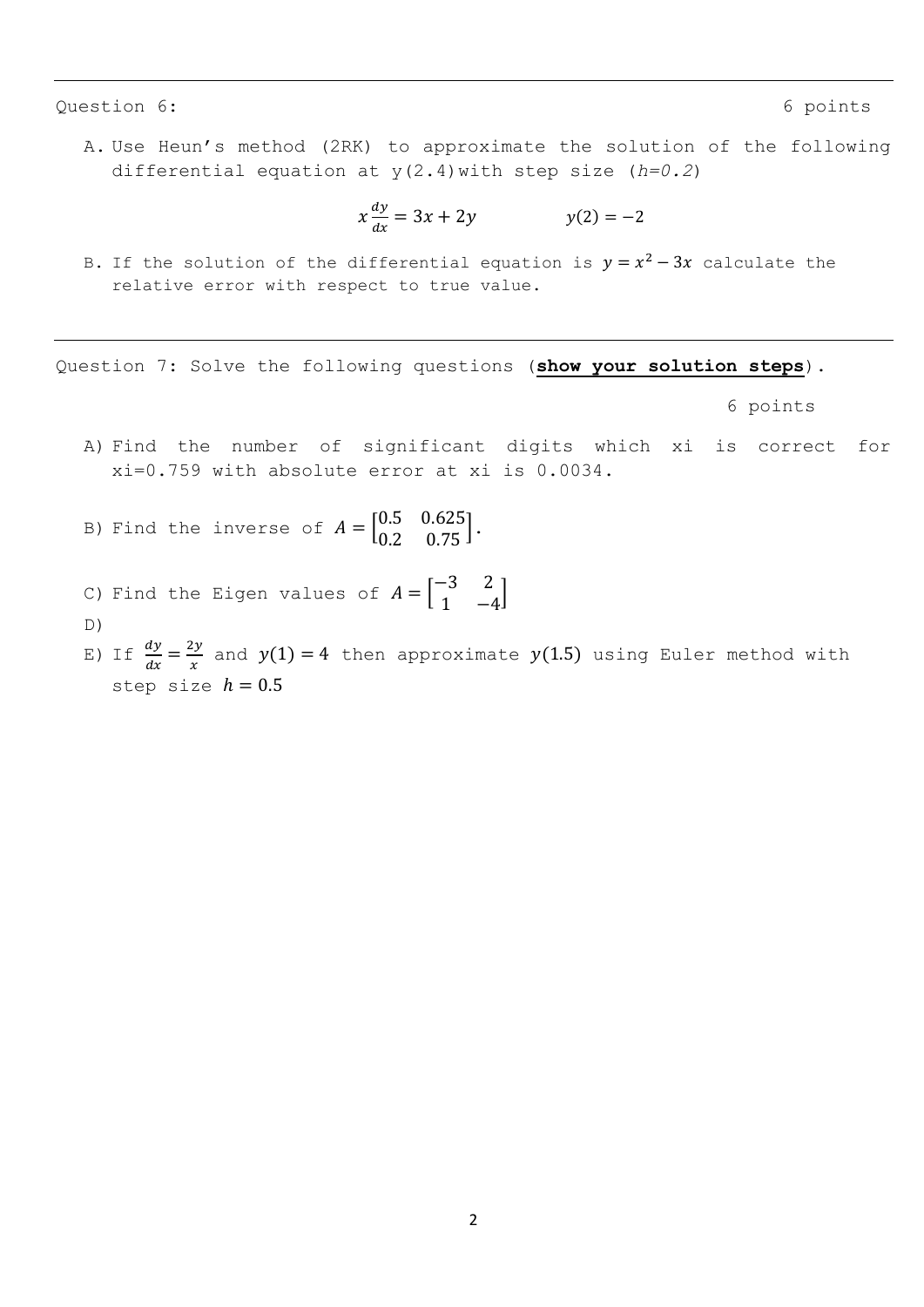Question 6: 6 points

A. Use Heun's method (2RK) to approximate the solution of the following differential equation at y(2.4) with step size (*h=0.2*)

$$x\frac{dy}{dx} = 3x + 2y \qquad\qquad y(2) = -2$$

B. If the solution of the differential equation is $y = x^2 - 3x$ calculate the relative error with respect to true value.

---

Question 7: Solve the following questions (**show your solution steps**).

6 points

A) Find the number of significant digits which xi is correct for xi=0.759 with absolute error at xi is 0.0034.

B) Find the inverse of $A = \begin{bmatrix} 0.5 & 0.625 \\ 0.2 & 0.75 \end{bmatrix}$.

C) Find the Eigen values of $A = \begin{bmatrix} -3 & 2 \\ 1 & -4 \end{bmatrix}$

D)

E) If $\frac{dy}{dx} = \frac{2y}{x}$ and $y(1) = 4$ then approximate $y(1.5)$ using Euler method with step size $h = 0.5$